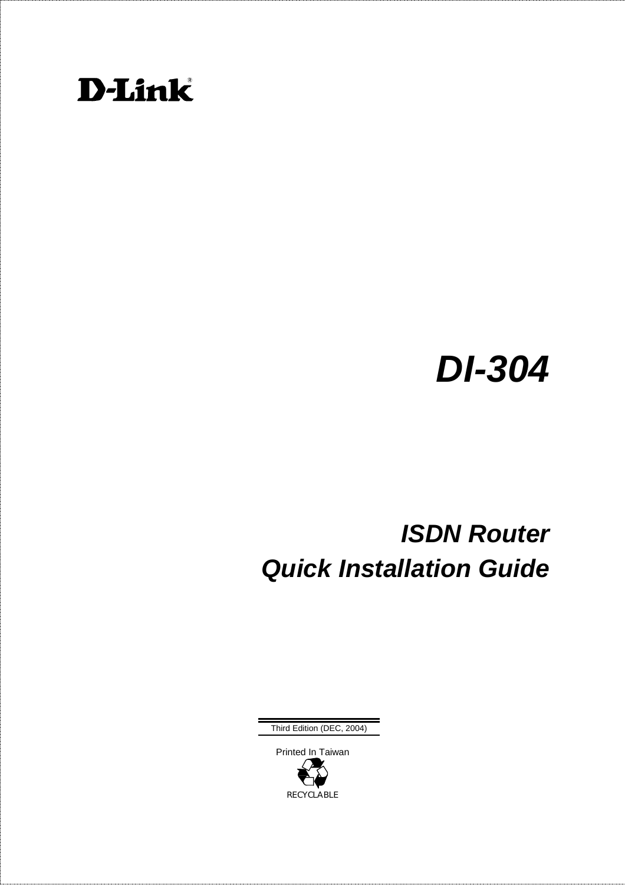D-Link®

# DI-304

## ISDN Router

## Quick Installation Guide

Third Edition (DEC, 2004)

Printed In Taiwan

RECYCLABLE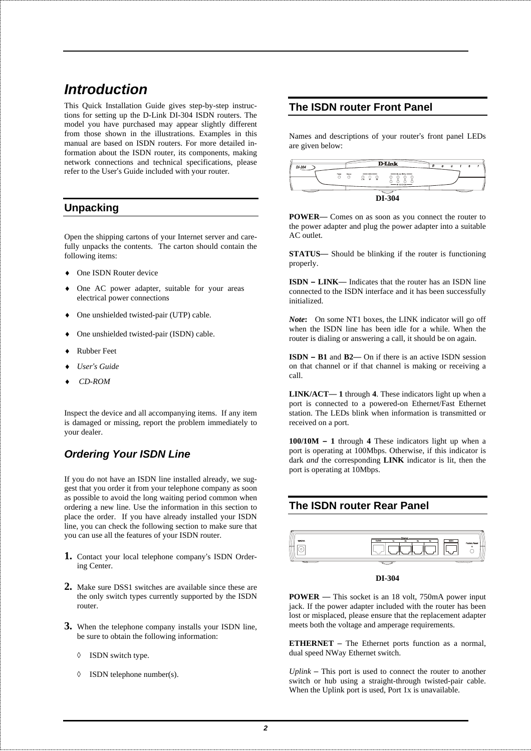# Introduction

This Quick Installation Guide gives step-by-step instructions for setting up the D-Link DI-304 ISDN routers. The model you have purchased may appear slightly different from those shown in the illustrations. Examples in this manual are based on ISDN routers. For more detailed information about the ISDN router, its components, making network connections and technical specifications, please refer to the User's Guide included with your router.

## Unpacking

Open the shipping cartons of your Internet server and carefully unpacks the contents. The carton should contain the following items:

- One ISDN Router device
- One AC power adapter, suitable for your areas electrical power connections
- One unshielded twisted-pair (UTP) cable.
- One unshielded twisted-pair (ISDN) cable.
- Rubber Feet
- *User's Guide*
- *CD-ROM*

Inspect the device and all accompanying items. If any item is damaged or missing, report the problem immediately to your dealer.

### *Ordering Your ISDN Line*

If you do not have an ISDN line installed already, we suggest that you order it from your telephone company as soon as possible to avoid the long waiting period common when ordering a new line. Use the information in this section to place the order. If you have already installed your ISDN line, you can check the following section to make sure that you can use all the features of your ISDN router.

1. Contact your local telephone company's ISDN Ordering Center.
2. Make sure DSS1 switches are available since these are the only switch types currently supported by the ISDN router.
3. When the telephone company installs your ISDN line, be sure to obtain the following information:
   - ◊ ISDN switch type.
   - ◊ ISDN telephone number(s).

## The ISDN router Front Panel

Names and descriptions of your router's front panel LEDs are given below:

**DI-304**

**POWER—** Comes on as soon as you connect the router to the power adapter and plug the power adapter into a suitable AC outlet.

**STATUS—** Should be blinking if the router is functioning properly.

**ISDN – LINK—** Indicates that the router has an ISDN line connected to the ISDN interface and it has been successfully initialized.

***Note*:** On some NT1 boxes, the LINK indicator will go off when the ISDN line has been idle for a while. When the router is dialing or answering a call, it should be on again.

**ISDN – B1** and **B2—** On if there is an active ISDN session on that channel or if that channel is making or receiving a call.

**LINK/ACT— 1** through **4**. These indicators light up when a port is connected to a powered-on Ethernet/Fast Ethernet station. The LEDs blink when information is transmitted or received on a port.

**100/10M – 1** through **4** These indicators light up when a port is operating at 100Mbps. Otherwise, if this indicator is dark *and* the corresponding **LINK** indicator is lit, then the port is operating at 10Mbps.

## The ISDN router Rear Panel

**DI-304**

**POWER —** This socket is an 18 volt, 750mA power input jack. If the power adapter included with the router has been lost or misplaced, please ensure that the replacement adapter meets both the voltage and amperage requirements.

**ETHERNET –** The Ethernet ports function as a normal, dual speed NWay Ethernet switch.

*Uplink* – This port is used to connect the router to another switch or hub using a straight-through twisted-pair cable. When the Uplink port is used, Port 1x is unavailable.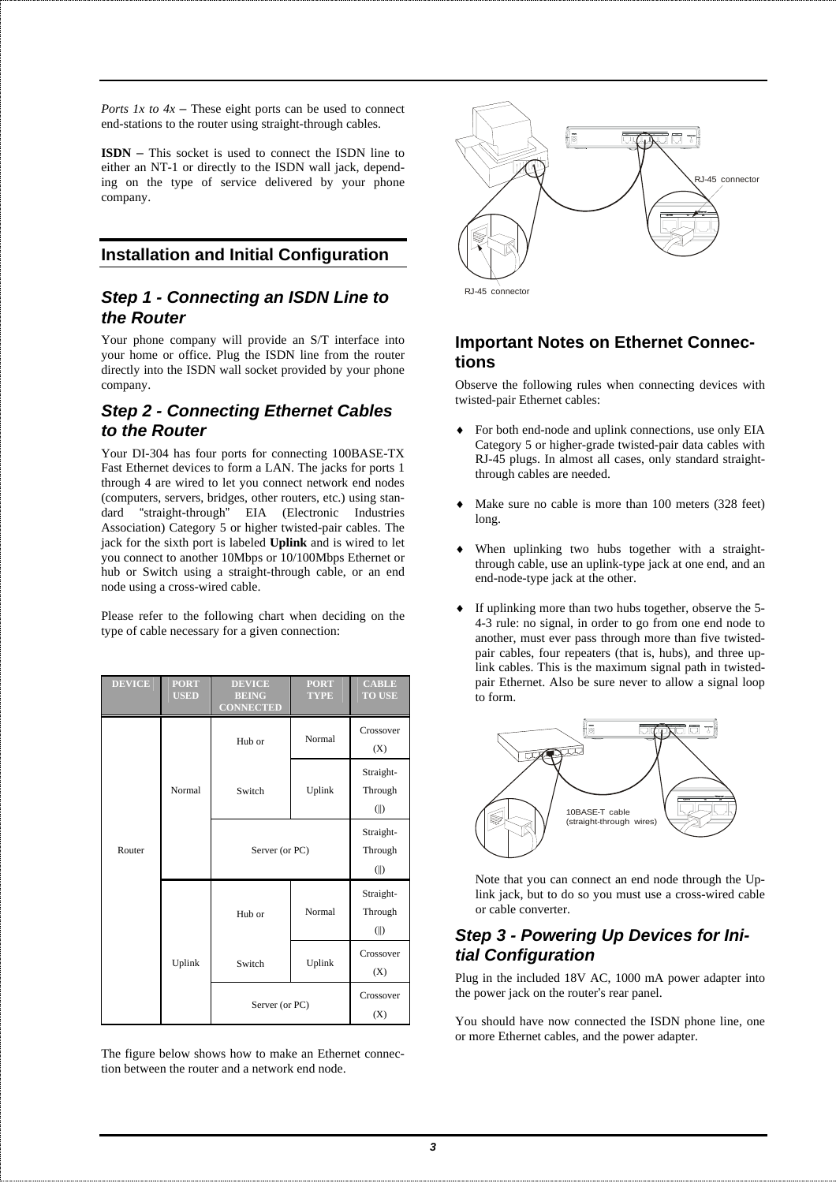*Ports 1x to 4x* – These eight ports can be used to connect end-stations to the router using straight-through cables.

**ISDN** – This socket is used to connect the ISDN line to either an NT-1 or directly to the ISDN wall jack, depending on the type of service delivered by your phone company.

## Installation and Initial Configuration

### Step 1 - Connecting an ISDN Line to the Router

Your phone company will provide an S/T interface into your home or office. Plug the ISDN line from the router directly into the ISDN wall socket provided by your phone company.

### Step 2 - Connecting Ethernet Cables to the Router

Your DI-304 has four ports for connecting 100BASE-TX Fast Ethernet devices to form a LAN. The jacks for ports 1 through 4 are wired to let you connect network end nodes (computers, servers, bridges, other routers, etc.) using standard "straight-through" EIA (Electronic Industries Association) Category 5 or higher twisted-pair cables. The jack for the sixth port is labeled **Uplink** and is wired to let you connect to another 10Mbps or 10/100Mbps Ethernet or hub or Switch using a straight-through cable, or an end node using a cross-wired cable.

Please refer to the following chart when deciding on the type of cable necessary for a given connection:

| DEVICE | PORT USED | DEVICE BEING CONNECTED | PORT TYPE | CABLE TO USE |
|---|---|---|---|---|
| Router | Normal | Hub or Switch | Normal | Crossover (X) |
| | | | Uplink | Straight-Through (‖) |
| | | Server (or PC) | | Straight-Through (‖) |
| | Uplink | Hub or Switch | Normal | Straight-Through (‖) |
| | | | Uplink | Crossover (X) |
| | | Server (or PC) | | Crossover (X) |

The figure below shows how to make an Ethernet connection between the router and a network end node.

RJ-45 connector

RJ-45 connector

## Important Notes on Ethernet Connections

Observe the following rules when connecting devices with twisted-pair Ethernet cables:

- For both end-node and uplink connections, use only EIA Category 5 or higher-grade twisted-pair data cables with RJ-45 plugs. In almost all cases, only standard straight-through cables are needed.
- Make sure no cable is more than 100 meters (328 feet) long.
- When uplinking two hubs together with a straight-through cable, use an uplink-type jack at one end, and an end-node-type jack at the other.
- If uplinking more than two hubs together, observe the 5-4-3 rule: no signal, in order to go from one end node to another, must ever pass through more than five twisted-pair cables, four repeaters (that is, hubs), and three uplink cables. This is the maximum signal path in twisted-pair Ethernet. Also be sure never to allow a signal loop to form.

10BASE-T cable (straight-through wires)

Note that you can connect an end node through the Uplink jack, but to do so you must use a cross-wired cable or cable converter.

### Step 3 - Powering Up Devices for Initial Configuration

Plug in the included 18V AC, 1000 mA power adapter into the power jack on the router's rear panel.

You should have now connected the ISDN phone line, one or more Ethernet cables, and the power adapter.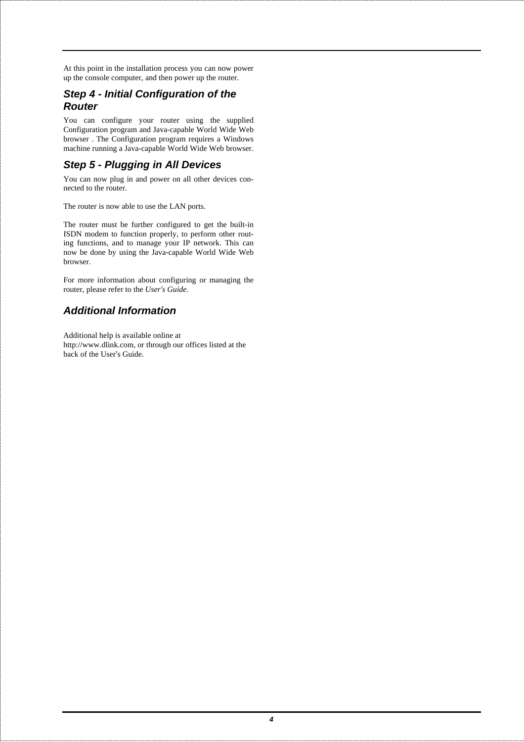At this point in the installation process you can now power up the console computer, and then power up the router.

## Step 4 - Initial Configuration of the Router

You can configure your router using the supplied Configuration program and Java-capable World Wide Web browser . The Configuration program requires a Windows machine running a Java-capable World Wide Web browser.

## Step 5 - Plugging in All Devices

You can now plug in and power on all other devices connected to the router.

The router is now able to use the LAN ports.

The router must be further configured to get the built-in ISDN modem to function properly, to perform other routing functions, and to manage your IP network. This can now be done by using the Java-capable World Wide Web browser.

For more information about configuring or managing the router, please refer to the *User's Guide*.

## Additional Information

Additional help is available online at http://www.dlink.com, or through our offices listed at the back of the User's Guide.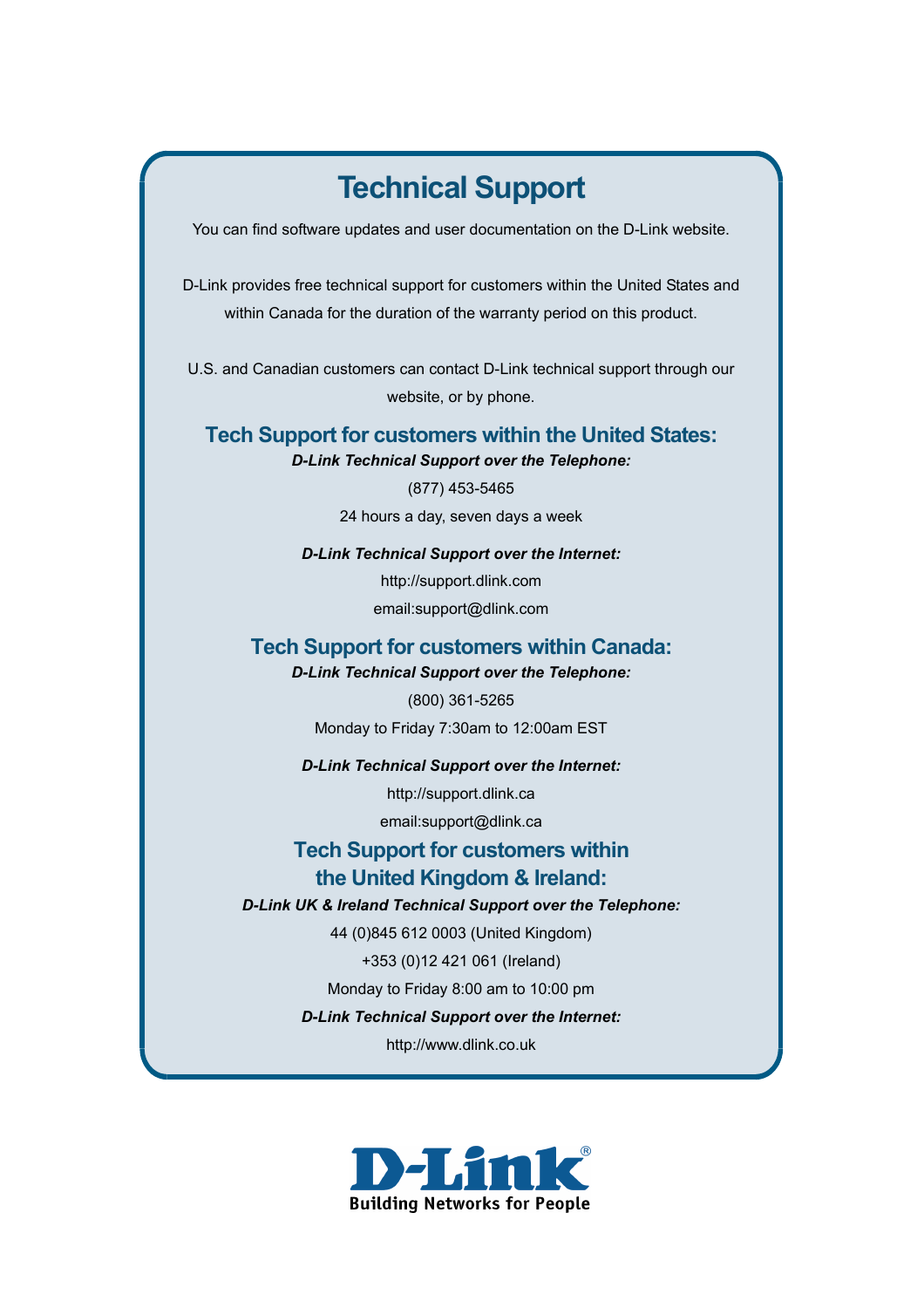# Technical Support

You can find software updates and user documentation on the D-Link website.

D-Link provides free technical support for customers within the United States and within Canada for the duration of the warranty period on this product.

U.S. and Canadian customers can contact D-Link technical support through our website, or by phone.

## Tech Support for customers within the United States:

***D-Link Technical Support over the Telephone:***

(877) 453-5465

24 hours a day, seven days a week

***D-Link Technical Support over the Internet:***

http://support.dlink.com

email:support@dlink.com

## Tech Support for customers within Canada:

***D-Link Technical Support over the Telephone:***

(800) 361-5265

Monday to Friday 7:30am to 12:00am EST

***D-Link Technical Support over the Internet:***

http://support.dlink.ca

email:support@dlink.ca

## Tech Support for customers within the United Kingdom & Ireland:

***D-Link UK & Ireland Technical Support over the Telephone:***

44 (0)845 612 0003 (United Kingdom)

+353 (0)12 421 061 (Ireland)

Monday to Friday 8:00 am to 10:00 pm

***D-Link Technical Support over the Internet:***

http://www.dlink.co.uk

D-Link®

Building Networks for People